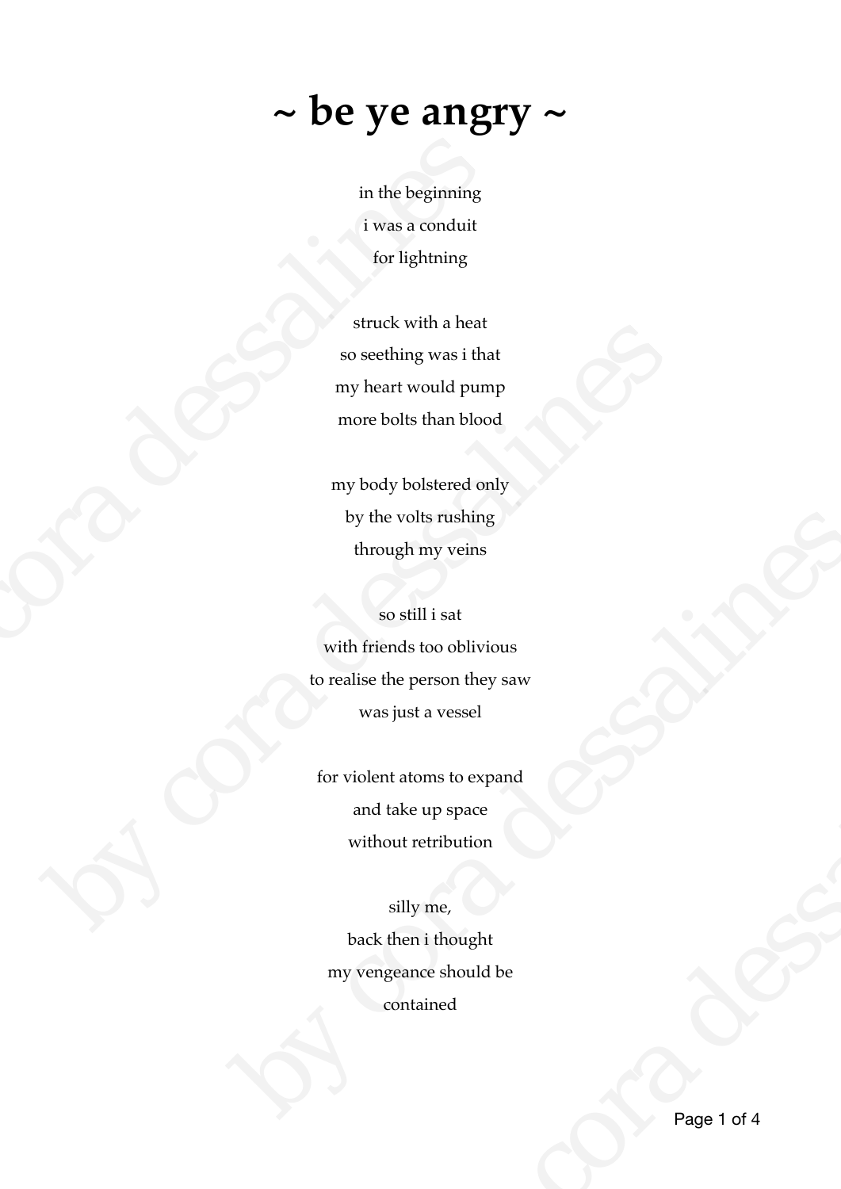# ~ be ye angry ~

in the beginning
i was a conduit
for lightning

struck with a heat
so seething was i that
my heart would pump
more bolts than blood

my body bolstered only
by the volts rushing
through my veins

so still i sat
with friends too oblivious
to realise the person they saw
was just a vessel

for violent atoms to expand
and take up space
without retribution

silly me,
back then i thought
my vengeance should be
contained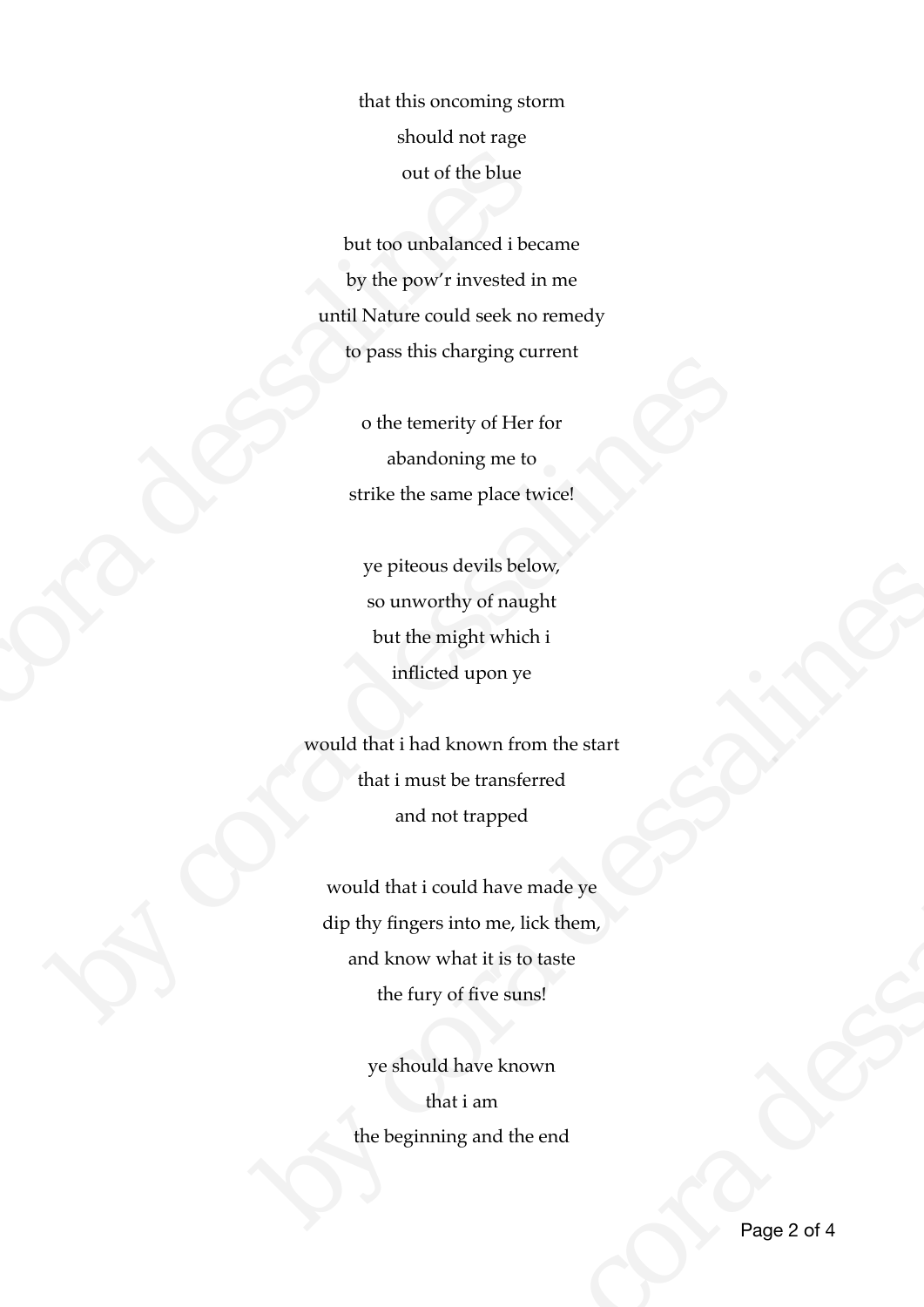that this oncoming storm
should not rage
out of the blue

but too unbalanced i became
by the pow'r invested in me
until Nature could seek no remedy
to pass this charging current

o the temerity of Her for
abandoning me to
strike the same place twice!

ye piteous devils below,
so unworthy of naught
but the might which i
inflicted upon ye

would that i had known from the start
that i must be transferred
and not trapped

would that i could have made ye
dip thy fingers into me, lick them,
and know what it is to taste
the fury of five suns!

ye should have known
that i am
the beginning and the end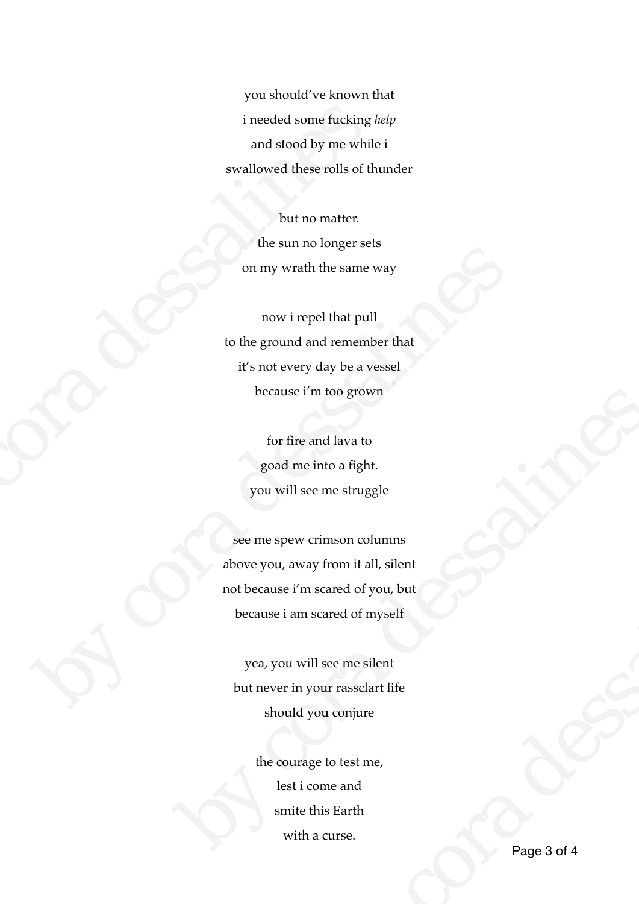you should've known that  
i needed some fucking *help*  
and stood by me while i  
swallowed these rolls of thunder

but no matter.  
the sun no longer sets  
on my wrath the same way

now i repel that pull  
to the ground and remember that  
it's not every day be a vessel  
because i'm too grown

for fire and lava to  
goad me into a fight.  
you will see me struggle

see me spew crimson columns  
above you, away from it all, silent  
not because i'm scared of you, but  
because i am scared of myself

yea, you will see me silent  
but never in your rassclart life  
should you conjure

the courage to test me,  
lest i come and  
smite this Earth  
with a curse.